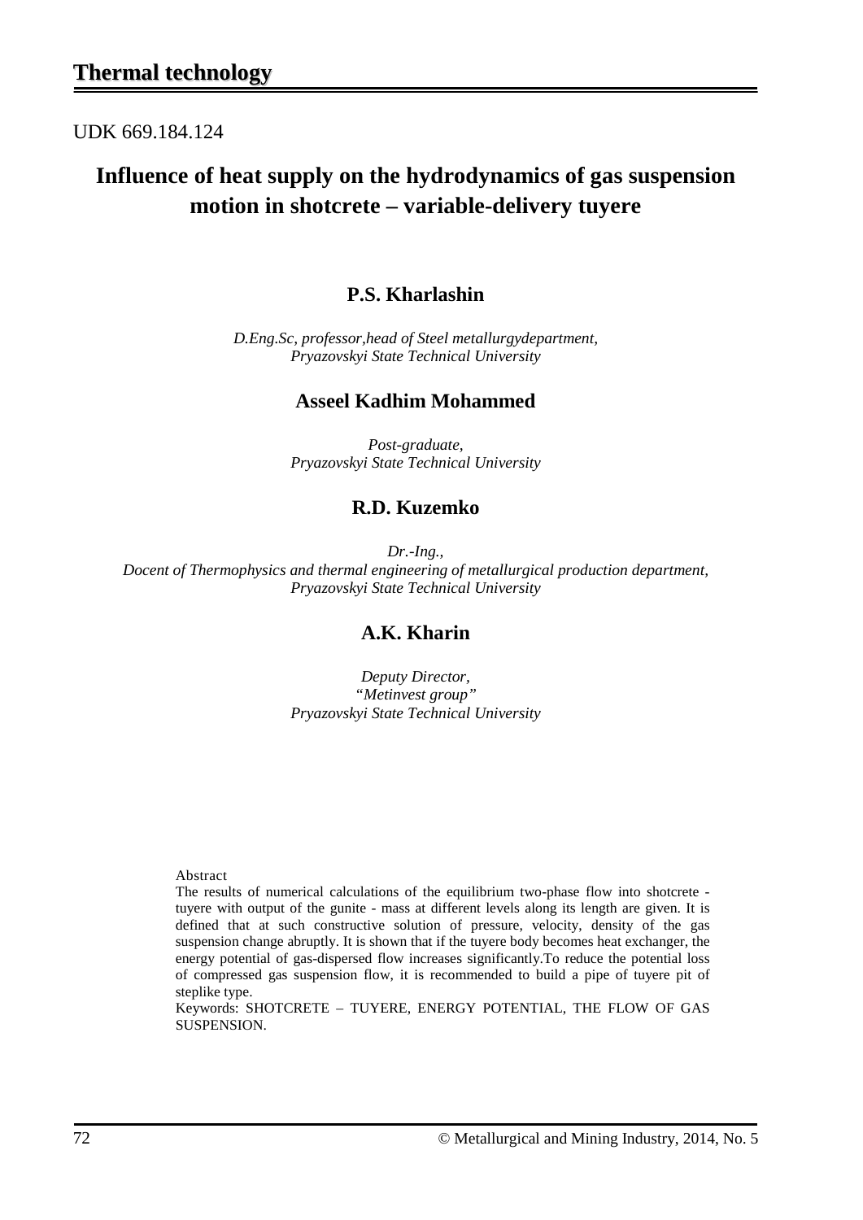# Thermal technology

UDK 669.184.124

## Influence of heat supply on the hydrodynamics of gas suspension motion in shotcrete – variable-delivery tuyere

### P.S. Kharlashin

*D.Eng.Sc, professor,head of Steel metallurgydepartment,*
*Pryazovskyi State Technical University*

### Asseel Kadhim Mohammed

*Post-graduate,*
*Pryazovskyi State Technical University*

### R.D. Kuzemko

*Dr.-Ing.,*
*Docent of Thermophysics and thermal engineering of metallurgical production department,*
*Pryazovskyi State Technical University*

### A.K. Kharin

*Deputy Director,*
*"Metinvest group"*
*Pryazovskyi State Technical University*

Abstract

The results of numerical calculations of the equilibrium two-phase flow into shotcrete - tuyere with output of the gunite - mass at different levels along its length are given. It is defined that at such constructive solution of pressure, velocity, density of the gas suspension change abruptly. It is shown that if the tuyere body becomes heat exchanger, the energy potential of gas-dispersed flow increases significantly.To reduce the potential loss of compressed gas suspension flow, it is recommended to build a pipe of tuyere pit of steplike type.

Keywords: SHOTCRETE – TUYERE, ENERGY POTENTIAL, THE FLOW OF GAS SUSPENSION.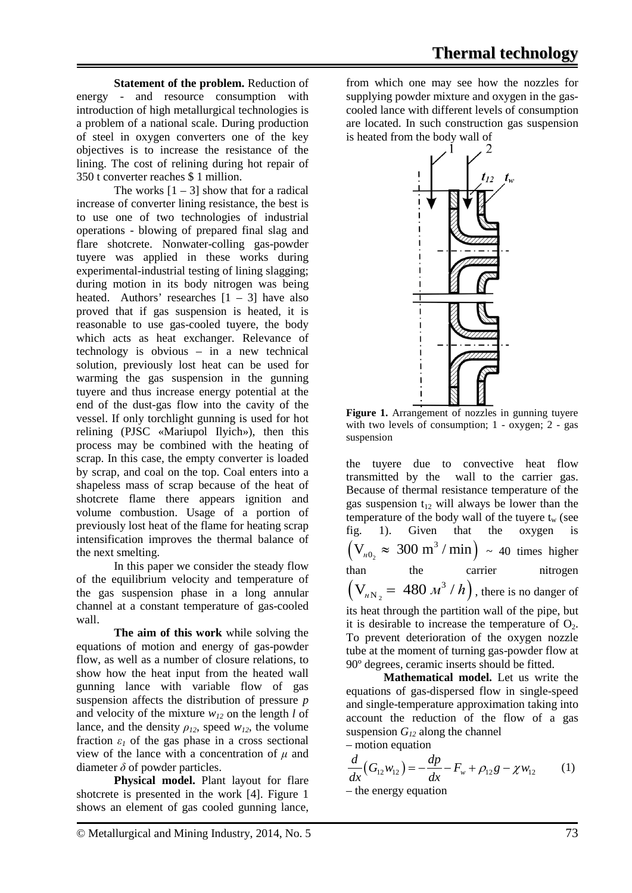**Statement of the problem.** Reduction of energy - and resource consumption with introduction of high metallurgical technologies is a problem of a national scale. During production of steel in oxygen converters one of the key objectives is to increase the resistance of the lining. The cost of relining during hot repair of 350 t converter reaches $ 1 million.

The works [1 – 3] show that for a radical increase of converter lining resistance, the best is to use one of two technologies of industrial operations - blowing of prepared final slag and flare shotcrete. Nonwater-colling gas-powder tuyere was applied in these works during experimental-industrial testing of lining slagging; during motion in its body nitrogen was being heated. Authors' researches [1 – 3] have also proved that if gas suspension is heated, it is reasonable to use gas-cooled tuyere, the body which acts as heat exchanger. Relevance of technology is obvious – in a new technical solution, previously lost heat can be used for warming the gas suspension in the gunning tuyere and thus increase energy potential at the end of the dust-gas flow into the cavity of the vessel. If only torchlight gunning is used for hot relining (PJSC «Mariupol Ilyich»), then this process may be combined with the heating of scrap. In this case, the empty converter is loaded by scrap, and coal on the top. Coal enters into a shapeless mass of scrap because of the heat of shotcrete flame there appears ignition and volume combustion. Usage of a portion of previously lost heat of the flame for heating scrap intensification improves the thermal balance of the next smelting.

In this paper we consider the steady flow of the equilibrium velocity and temperature of the gas suspension phase in a long annular channel at a constant temperature of gas-cooled wall.

**The aim of this work** while solving the equations of motion and energy of gas-powder flow, as well as a number of closure relations, to show how the heat input from the heated wall gunning lance with variable flow of gas suspension affects the distribution of pressure *p* and velocity of the mixture $w_{12}$ on the length *l* of lance, and the density $\rho_{12}$, speed $w_{12}$, the volume fraction $\varepsilon_1$ of the gas phase in a cross sectional view of the lance with a concentration of $\mu$ and diameter $\delta$ of powder particles.

**Physical model.** Plant layout for flare shotcrete is presented in the work [4]. Figure 1 shows an element of gas cooled gunning lance, from which one may see how the nozzles for supplying powder mixture and oxygen in the gas-cooled lance with different levels of consumption are located. In such construction gas suspension is heated from the body wall of the tuyere due to convective heat flow transmitted by the wall to the carrier gas. Because of thermal resistance temperature of the gas suspension $t_{12}$ will always be lower than the temperature of the body wall of the tuyere $t_w$ (see fig. 1). Given that the oxygen is $\left(V_{n0_2} \approx 300 \text{ m}^3/\text{min}\right)$ ~ 40 times higher than the carrier nitrogen $\left(V_{nN_2} = 480 \text{ м}^3/h\right)$, there is no danger of its heat through the partition wall of the pipe, but it is desirable to increase the temperature of $O_2$. To prevent deterioration of the oxygen nozzle tube at the moment of turning gas-powder flow at 90º degrees, ceramic inserts should be fitted.

**Figure 1.** Arrangement of nozzles in gunning tuyere with two levels of consumption; 1 - oxygen; 2 - gas suspension

**Mathematical model.** Let us write the equations of gas-dispersed flow in single-speed and single-temperature approximation taking into account the reduction of the flow of a gas suspension $G_{12}$ along the channel

– motion equation

$$\frac{d}{dx}\left(G_{12}w_{12}\right) = -\frac{dp}{dx} - F_w + \rho_{12}g - \chi w_{12} \qquad (1)$$

– the energy equation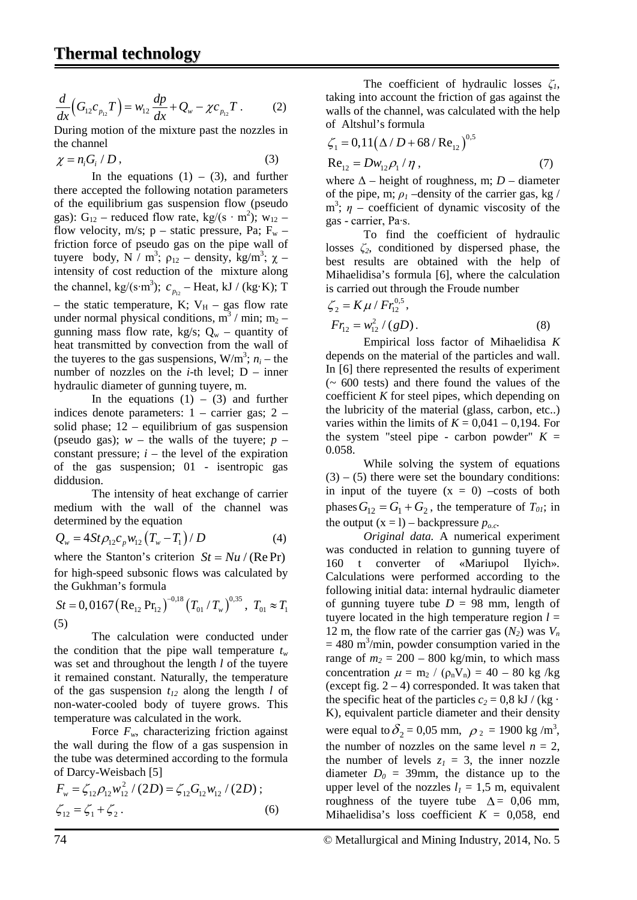$$\frac{d}{dx}\left(G_{12}c_{p_{12}}T\right) = w_{12}\frac{dp}{dx} + Q_w - \chi c_{p_{12}}T\,. \qquad (2)$$

During motion of the mixture past the nozzles in the channel

$$\chi = n_i G_i / D\,, \qquad (3)$$

In the equations (1) – (3), and further there accepted the following notation parameters of the equilibrium gas suspension flow (pseudo gas): $G_{12}$ – reduced flow rate, kg/(s · m$^2$); $w_{12}$ – flow velocity, m/s; p – static pressure, Pa; $F_w$ – friction force of pseudo gas on the pipe wall of tuyere body, N / m$^3$; $\rho_{12}$ – density, kg/m$^3$; $\chi$ – intensity of cost reduction of the mixture along the channel, kg/(s·m$^3$); $c_{p_{12}}$ – Heat, kJ / (kg·K); T – the static temperature, K; $V_H$ – gas flow rate under normal physical conditions, m$^3$ / min; $m_2$ – gunning mass flow rate, kg/s; $Q_w$ – quantity of heat transmitted by convection from the wall of the tuyeres to the gas suspensions, W/m$^3$; $n_i$ – the number of nozzles on the *i*-th level; D – inner hydraulic diameter of gunning tuyere, m.

In the equations (1) – (3) and further indices denote parameters: 1 – carrier gas; 2 – solid phase; 12 – equilibrium of gas suspension (pseudo gas); *w* – the walls of the tuyere; *p* – constant pressure; *i* – the level of the expiration of the gas suspension; 01 - isentropic gas diddusion.

The intensity of heat exchange of carrier medium with the wall of the channel was determined by the equation

$$Q_w = 4St\rho_{12}c_p w_{12}\left(T_w - T_1\right)/D \qquad (4)$$

where the Stanton's criterion $St = Nu/(\mathrm{Re}\,\mathrm{Pr})$ for high-speed subsonic flows was calculated by the Gukhman's formula

$$St = 0{,}0167\left(\mathrm{Re}_{12}\,\mathrm{Pr}_{12}\right)^{-0{,}18}\left(T_{01}/T_w\right)^{0{,}35},\ T_{01} \approx T_1 \qquad (5)$$

The calculation were conducted under the condition that the pipe wall temperature $t_w$ was set and throughout the length *l* of the tuyere it remained constant. Naturally, the temperature of the gas suspension $t_{12}$ along the length *l* of non-water-cooled body of tuyere grows. This temperature was calculated in the work.

Force $F_w$, characterizing friction against the wall during the flow of a gas suspension in the tube was determined according to the formula of Darcy-Weisbach [5]

$$F_w = \zeta_{12}\rho_{12}w_{12}^2/(2D) = \zeta_{12}G_{12}w_{12}/(2D)\,;$$
$$\zeta_{12} = \zeta_1 + \zeta_2\,. \qquad (6)$$

The coefficient of hydraulic losses $\zeta_1$, taking into account the friction of gas against the walls of the channel, was calculated with the help of Altshul's formula

$$\zeta_1 = 0{,}11\left(\Delta/D + 68/\mathrm{Re}_{12}\right)^{0{,}5}$$
$$\mathrm{Re}_{12} = Dw_{12}\rho_1/\eta\,, \qquad (7)$$

where $\Delta$ – height of roughness, m; *D* – diameter of the pipe, m; $\rho_1$ –density of the carrier gas, kg / m$^3$; $\eta$ – coefficient of dynamic viscosity of the gas - carrier, Pa·s.

To find the coefficient of hydraulic losses $\zeta_2$, conditioned by dispersed phase, the best results are obtained with the help of Mihaelidisa's formula [6], where the calculation is carried out through the Froude number

$$\zeta_2 = K\mu/Fr_{12}^{0{,}5}\,,$$
$$Fr_{12} = w_{12}^2/(gD)\,. \qquad (8)$$

Empirical loss factor of Mihaelidisa *K* depends on the material of the particles and wall. In [6] there represented the results of experiment (~ 600 tests) and there found the values of the coefficient *K* for steel pipes, which depending on the lubricity of the material (glass, carbon, etc..) varies within the limits of *K* = 0,041 – 0,194. For the system "steel pipe - carbon powder" *K* = 0.058.

While solving the system of equations (3) – (5) there were set the boundary conditions: in input of the tuyere (x = 0) –costs of both phases $G_{12} = G_1 + G_2$, the temperature of $T_{01}$; in the output (x = l) – backpressure $p_{o.c}$.

*Original data.* A numerical experiment was conducted in relation to gunning tuyere of 160 t converter of «Mariupol Ilyich». Calculations were performed according to the following initial data: internal hydraulic diameter of gunning tuyere tube *D* = 98 mm, length of tuyere located in the high temperature region *l* = 12 m, the flow rate of the carrier gas ($N_2$) was $V_n$ = 480 m$^3$/min, powder consumption varied in the range of $m_2$ = 200 – 800 kg/min, to which mass concentration $\mu = m_2/(\rho_n V_n)$ = 40 – 80 kg /kg (except fig. 2 – 4) corresponded. It was taken that the specific heat of the particles $c_2$ = 0,8 kJ / (kg · K), equivalent particle diameter and their density were equal to $\delta_2$ = 0,05 mm, $\rho_2$ = 1900 kg /m$^3$, the number of nozzles on the same level *n* = 2, the number of levels $z_1$ = 3, the inner nozzle diameter $D_0$ = 39mm, the distance up to the upper level of the nozzles $l_1$ = 1,5 m, equivalent roughness of the tuyere tube $\Delta$ = 0,06 mm, Mihaelidisa's loss coefficient *K* = 0,058, end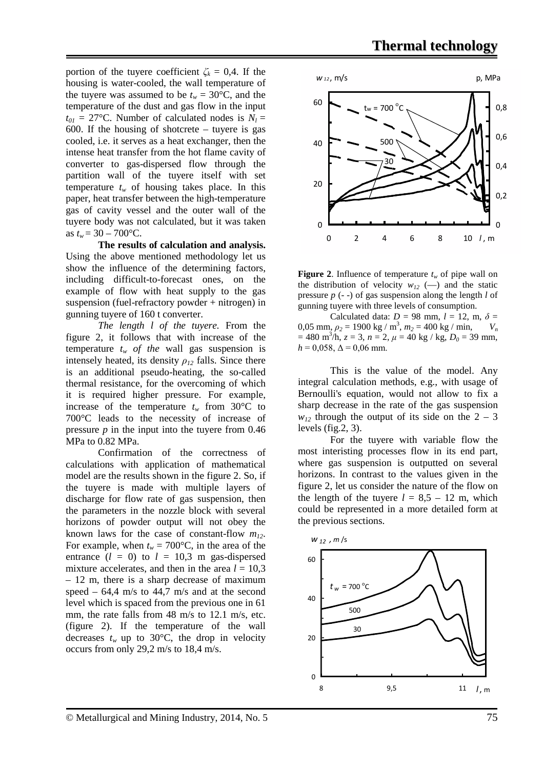portion of the tuyere coefficient $\zeta_k = 0,4$. If the housing is water-cooled, the wall temperature of the tuyere was assumed to be $t_w = 30°C$, and the temperature of the dust and gas flow in the input $t_{01} = 27°C$. Number of calculated nodes is $N_l = 600$. If the housing of shotcrete – tuyere is gas cooled, i.e. it serves as a heat exchanger, then the intense heat transfer from the hot flame cavity of converter to gas-dispersed flow through the partition wall of the tuyere itself with set temperature $t_w$ of housing takes place. In this paper, heat transfer between the high-temperature gas of cavity vessel and the outer wall of the tuyere body was not calculated, but it was taken as $t_w = 30 – 700°C$.

**The results of calculation and analysis.** Using the above mentioned methodology let us show the influence of the determining factors, including difficult-to-forecast ones, on the example of flow with heat supply to the gas suspension (fuel-refractory powder + nitrogen) in gunning tuyere of 160 t converter.

*The length l of the tuyere.* From the figure 2, it follows that with increase of the temperature $t_w$ *of the* wall gas suspension is intensely heated, its density $\rho_{12}$ falls. Since there is an additional pseudo-heating, the so-called thermal resistance, for the overcoming of which it is required higher pressure. For example, increase of the temperature $t_w$ from 30°C to 700°C leads to the necessity of increase of pressure $p$ in the input into the tuyere from 0.46 MPa to 0.82 MPa.

Confirmation of the correctness of calculations with application of mathematical model are the results shown in the figure 2. So, if the tuyere is made with multiple layers of discharge for flow rate of gas suspension, then the parameters in the nozzle block with several horizons of powder output will not obey the known laws for the case of constant-flow $m_{12}$. For example, when $t_w = 700°C$, in the area of the entrance ($l = 0$) to $l = 10,3$ m gas-dispersed mixture accelerates, and then in the area $l = 10,3 – 12$ m, there is a sharp decrease of maximum speed – 64,4 m/s to 44,7 m/s and at the second level which is spaced from the previous one in 61 mm, the rate falls from 48 m/s to 12.1 m/s, etc. (figure 2). If the temperature of the wall decreases $t_w$ up to 30°C, the drop in velocity occurs from only 29,2 m/s to 18,4 m/s.

**Figure 2**. Influence of temperature $t_w$ of pipe wall on the distribution of velocity $w_{12}$ (—) and the static pressure $p$ (- -) of gas suspension along the length $l$ of gunning tuyere with three levels of consumption.

Calculated data: $D$ = 98 mm, $l$ = 12, m, $\delta$ = 0,05 mm, $\rho_2$ = 1900 kg / m$^3$, $m_2$ = 400 kg / min, $V_n$ = 480 m$^3$/h, $z$ = 3, $n$ = 2, $\mu$ = 40 kg / kg, $D_0$ = 39 mm, $h$ = 0,058, $\Delta$ = 0,06 mm.

This is the value of the model. Any integral calculation methods, e.g., with usage of Bernoulli's equation, would not allow to fix a sharp decrease in the rate of the gas suspension $w_{12}$ through the output of its side on the 2 – 3 levels (fig.2, 3).

For the tuyere with variable flow the most interisting processes flow in its end part, where gas suspension is outputted on several horizons. In contrast to the values given in the figure 2, let us consider the nature of the flow on the length of the tuyere $l$ = 8,5 – 12 m, which could be represented in a more detailed form at the previous sections.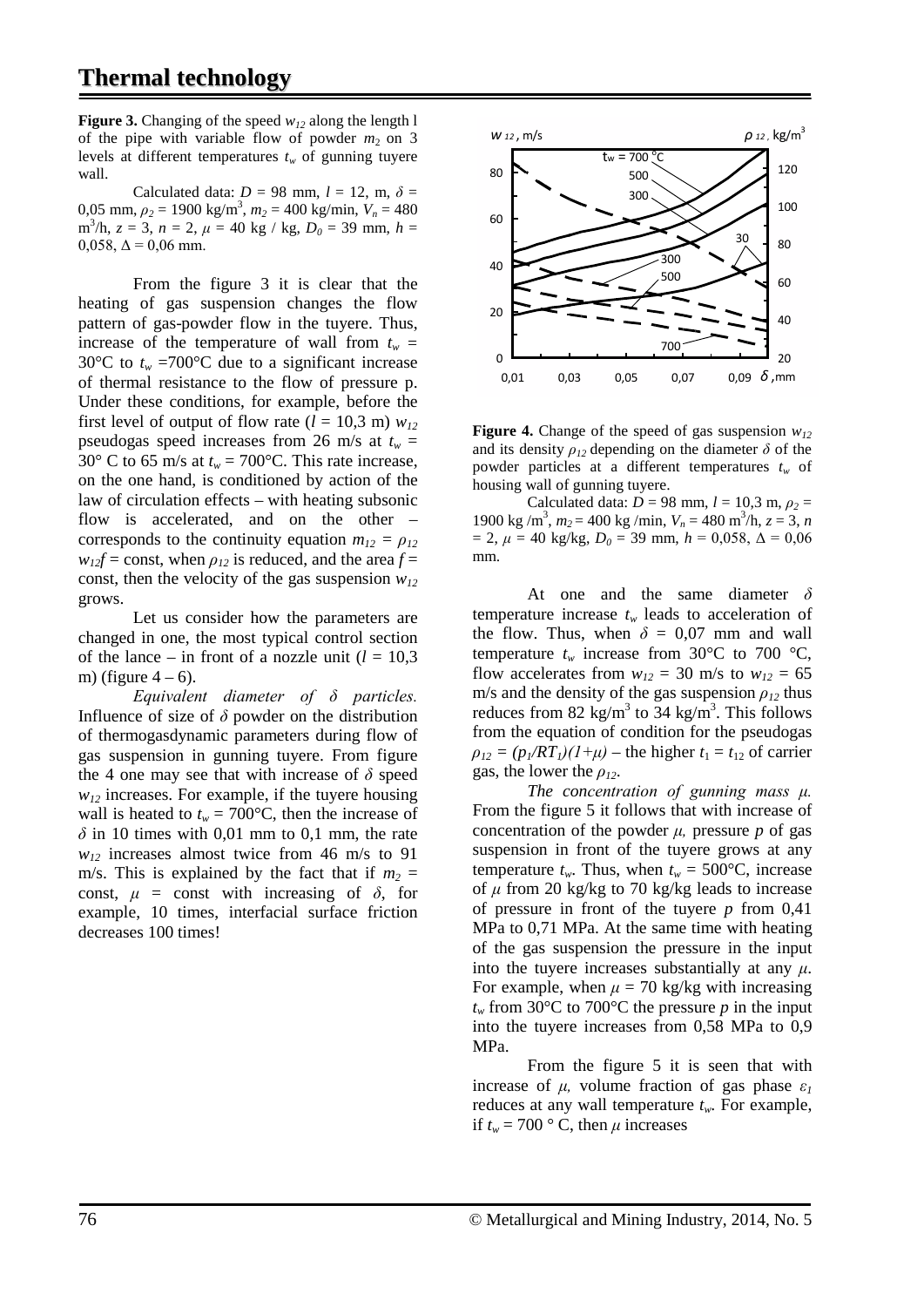# Thermal technology

**Figure 3.** Changing of the speed $w_{12}$ along the length l of the pipe with variable flow of powder $m_2$ on 3 levels at different temperatures $t_w$ of gunning tuyere wall.

Calculated data: $D$ = 98 mm, $l$ = 12, m, $\delta$ = 0,05 mm, $\rho_2$ = 1900 kg/m$^3$, $m_2$ = 400 kg/min, $V_n$ = 480 m$^3$/h, $z$ = 3, $n$ = 2, $\mu$ = 40 kg / kg, $D_0$ = 39 mm, $h$ = 0,058, $\Delta$ = 0,06 mm.

From the figure 3 it is clear that the heating of gas suspension changes the flow pattern of gas-powder flow in the tuyere. Thus, increase of the temperature of wall from $t_w$ = 30°C to $t_w$ =700°C due to a significant increase of thermal resistance to the flow of pressure p. Under these conditions, for example, before the first level of output of flow rate ($l$ = 10,3 m) $w_{12}$ pseudogas speed increases from 26 m/s at $t_w$ = 30° C to 65 m/s at $t_w$ = 700°C. This rate increase, on the one hand, is conditioned by action of the law of circulation effects – with heating subsonic flow is accelerated, and on the other – corresponds to the continuity equation $m_{12} = \rho_{12} w_{12} f$ = const, when $\rho_{12}$ is reduced, and the area $f$ = const, then the velocity of the gas suspension $w_{12}$ grows.

Let us consider how the parameters are changed in one, the most typical control section of the lance – in front of a nozzle unit ($l$ = 10,3 m) (figure 4 – 6).

*Equivalent diameter of δ particles.* Influence of size of $\delta$ powder on the distribution of thermogasdynamic parameters during flow of gas suspension in gunning tuyere. From figure the 4 one may see that with increase of $\delta$ speed $w_{12}$ increases. For example, if the tuyere housing wall is heated to $t_w$ = 700°C, then the increase of $\delta$ in 10 times with 0,01 mm to 0,1 mm, the rate $w_{12}$ increases almost twice from 46 m/s to 91 m/s. This is explained by the fact that if $m_2$ = const, $\mu$ = const with increasing of $\delta$, for example, 10 times, interfacial surface friction decreases 100 times!

**Figure 4.** Change of the speed of gas suspension $w_{12}$ and its density $\rho_{12}$ depending on the diameter $\delta$ of the powder particles at a different temperatures $t_w$ of housing wall of gunning tuyere.

Calculated data: $D$ = 98 mm, $l$ = 10,3 m, $\rho_2$ = 1900 kg /m$^3$, $m_2$ = 400 kg /min, $V_n$ = 480 m$^3$/h, $z$ = 3, $n$ = 2, $\mu$ = 40 kg/kg, $D_0$ = 39 mm, $h$ = 0,058, $\Delta$ = 0,06 mm.

At one and the same diameter $\delta$ temperature increase $t_w$ leads to acceleration of the flow. Thus, when $\delta$ = 0,07 mm and wall temperature $t_w$ increase from 30°C to 700 °C, flow accelerates from $w_{12}$ = 30 m/s to $w_{12}$ = 65 m/s and the density of the gas suspension $\rho_{12}$ thus reduces from 82 kg/m$^3$ to 34 kg/m$^3$. This follows from the equation of condition for the pseudogas $\rho_{12} = (p_1/RT_1)(1+\mu)$ – the higher $t_1 = t_{12}$ of carrier gas, the lower the $\rho_{12}$.

*The concentration of gunning mass μ.* From the figure 5 it follows that with increase of concentration of the powder $\mu$, pressure $p$ of gas suspension in front of the tuyere grows at any temperature $t_w$. Thus, when $t_w$ = 500°C, increase of $\mu$ from 20 kg/kg to 70 kg/kg leads to increase of pressure in front of the tuyere $p$ from 0,41 MPa to 0,71 MPa. At the same time with heating of the gas suspension the pressure in the input into the tuyere increases substantially at any $\mu$. For example, when $\mu$ = 70 kg/kg with increasing $t_w$ from 30°C to 700°C the pressure $p$ in the input into the tuyere increases from 0,58 MPa to 0,9 MPa.

From the figure 5 it is seen that with increase of $\mu$, volume fraction of gas phase $\varepsilon_1$ reduces at any wall temperature $t_w$. For example, if $t_w$ = 700 ° C, then $\mu$ increases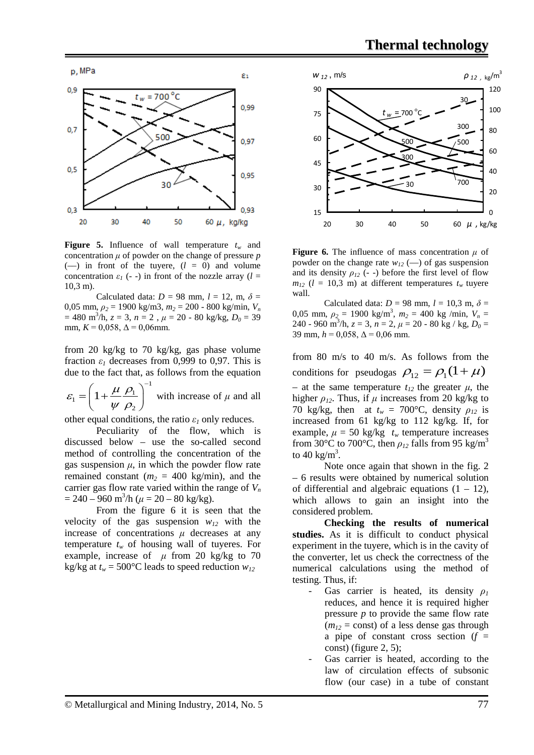**Figure 5.** Influence of wall temperature $t_w$ and concentration $\mu$ of powder on the change of pressure $p$ (—) in front of the tuyere, ($l$ = 0) and volume concentration $\varepsilon_1$ (- -) in front of the nozzle array ($l$ = 10,3 m).

Calculated data: $D$ = 98 mm, $l$ = 12, m, $\delta$ = 0,05 mm, $\rho_2$ = 1900 kg/m3, $m_2$ = 200 - 800 kg/min, $V_n$ = 480 m$^3$/h, $z$ = 3, $n$ = 2 , $\mu$ = 20 - 80 kg/kg, $D_0$ = 39 mm, $K$ = 0,058, $\Delta$ = 0,06mm.

from 20 kg/kg to 70 kg/kg, gas phase volume fraction $\varepsilon_1$ decreases from 0,999 to 0,97. This is due to the fact that, as follows from the equation $\varepsilon_1 = \left(1 + \dfrac{\mu}{\psi}\dfrac{\rho_1}{\rho_2}\right)^{-1}$ with increase of $\mu$ and all other equal conditions, the ratio $\varepsilon_1$ only reduces.

Peculiarity of the flow, which is discussed below – use the so-called second method of controlling the concentration of the gas suspension $\mu$, in which the powder flow rate remained constant ($m_2$ = 400 kg/min), and the carrier gas flow rate varied within the range of $V_n$ = 240 – 960 m$^3$/h ($\mu$ = 20 – 80 kg/kg).

From the figure 6 it is seen that the velocity of the gas suspension $w_{12}$ with the increase of concentrations $\mu$ decreases at any temperature $t_w$ of housing wall of tuyeres. For example, increase of $\mu$ from 20 kg/kg to 70 kg/kg at $t_w$ = 500°C leads to speed reduction $w_{12}$ from 80 m/s to 40 m/s. As follows from the conditions for pseudogas $\rho_{12} = \rho_1(1+\mu)$ – at the same temperature $t_{12}$ the greater $\mu$, the higher $\rho_{12}$. Thus, if $\mu$ increases from 20 kg/kg to 70 kg/kg, then at $t_w$ = 700°C, density $\rho_{12}$ is increased from 61 kg/kg to 112 kg/kg. If, for example, $\mu$ = 50 kg/kg $t_w$ temperature increases from 30°C to 700°C, then $\rho_{12}$ falls from 95 kg/m$^3$ to 40 kg/m$^3$.

**Figure 6.** The influence of mass concentration $\mu$ of powder on the change rate $w_{12}$ (—) of gas suspension and its density $\rho_{12}$ (- -) before the first level of flow $m_{12}$ ($l$ = 10,3 m) at different temperatures $t_w$ tuyere wall.

Calculated data: $D$ = 98 mm, $l$ = 10,3 m, $\delta$ = 0,05 mm, $\rho_2$ = 1900 kg/m$^3$, $m_2$ = 400 kg /min, $V_n$ = 240 - 960 m$^3$/h, $z$ = 3, $n$ = 2, $\mu$ = 20 - 80 kg / kg, $D_0$ = 39 mm, $h$ = 0,058, $\Delta$ = 0,06 mm.

Note once again that shown in the fig. 2 – 6 results were obtained by numerical solution of differential and algebraic equations (1 – 12), which allows to gain an insight into the considered problem.

**Checking the results of numerical studies.** As it is difficult to conduct physical experiment in the tuyere, which is in the cavity of the converter, let us check the correctness of the numerical calculations using the method of testing. Thus, if:

- Gas carrier is heated, its density $\rho_1$ reduces, and hence it is required higher pressure $p$ to provide the same flow rate ($m_{12}$ = const) of a less dense gas through a pipe of constant cross section ($f$ = const) (figure 2, 5);
- Gas carrier is heated, according to the law of circulation effects of subsonic flow (our case) in a tube of constant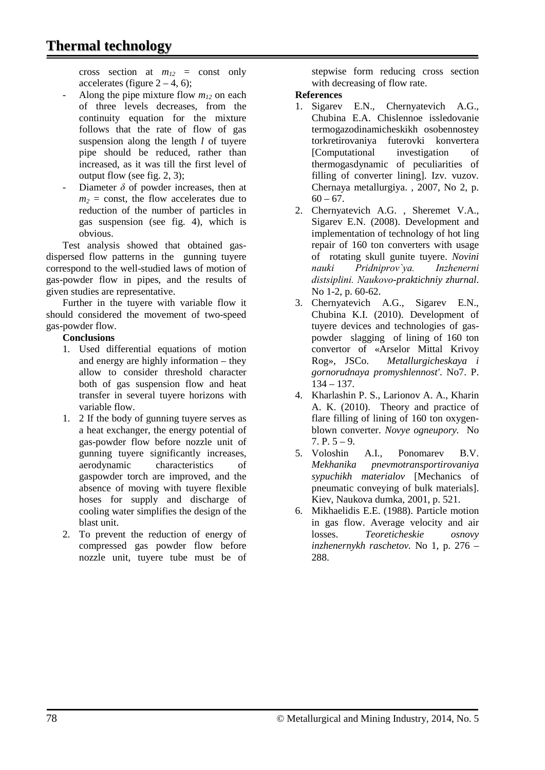cross section at $m_{12}$ = const only accelerates (figure 2 – 4, 6);

- Along the pipe mixture flow $m_{12}$ on each of three levels decreases, from the continuity equation for the mixture follows that the rate of flow of gas suspension along the length $l$ of tuyere pipe should be reduced, rather than increased, as it was till the first level of output flow (see fig. 2, 3);
- Diameter $\delta$ of powder increases, then at $m_2$ = const, the flow accelerates due to reduction of the number of particles in gas suspension (see fig. 4), which is obvious.

Test analysis showed that obtained gas-dispersed flow patterns in the gunning tuyere correspond to the well-studied laws of motion of gas-powder flow in pipes, and the results of given studies are representative.

Further in the tuyere with variable flow it should considered the movement of two-speed gas-powder flow.

**Conclusions**

1. Used differential equations of motion and energy are highly information – they allow to consider threshold character both of gas suspension flow and heat transfer in several tuyere horizons with variable flow.
1. 2 If the body of gunning tuyere serves as a heat exchanger, the energy potential of gas-powder flow before nozzle unit of gunning tuyere significantly increases, aerodynamic characteristics of gaspowder torch are improved, and the absence of moving with tuyere flexible hoses for supply and discharge of cooling water simplifies the design of the blast unit.
2. To prevent the reduction of energy of compressed gas powder flow before nozzle unit, tuyere tube must be of stepwise form reducing cross section with decreasing of flow rate.

**References**

1. Sigarev E.N., Chernyatevich A.G., Chubina E.A. Chislennoe issledovanie termogazodinamicheskikh osobennostey torkretirovaniya futerovki konvertera [Computational investigation of thermogasdynamic of peculiarities of filling of converter lining]. Izv. vuzov. Chernaya metallurgiya. , 2007, No 2, p. 60 – 67.
2. Chernyatevich A.G. , Sheremet V.A., Sigarev E.N. (2008). Development and implementation of technology of hot ling repair of 160 ton converters with usage of rotating skull gunite tuyere. *Novini nauki Pridniprov`ya. Inzhenerni distsiplini. Naukovo-praktichniy zhurnal*. No 1-2, p. 60-62.
3. Chernyatevich A.G., Sigarev E.N., Chubina K.I. (2010). Development of tuyere devices and technologies of gas-powder slagging of lining of 160 ton convertor of «Arselor Mittal Krivoy Rog», JSCo. *Metallurgicheskaya i gornorudnaya promyshlennost'*. No7. P. 134 – 137.
4. Kharlashin P. S., Larionov A. A., Kharin A. K. (2010). Theory and practice of flare filling of lining of 160 ton oxygen-blown converter. *Novye ogneupory.* No 7. P. 5 – 9.
5. Voloshin A.I., Ponomarev B.V. *Mekhanika pnevmotransportirovaniya sypuchikh materialov* [Mechanics of pneumatic conveying of bulk materials]. Kiev, Naukova dumka, 2001, p. 521.
6. Mikhaelidis E.E. (1988). Particle motion in gas flow. Average velocity and air losses. *Teoreticheskie osnovy inzhenernykh raschetov.* No 1, p. 276 – 288.